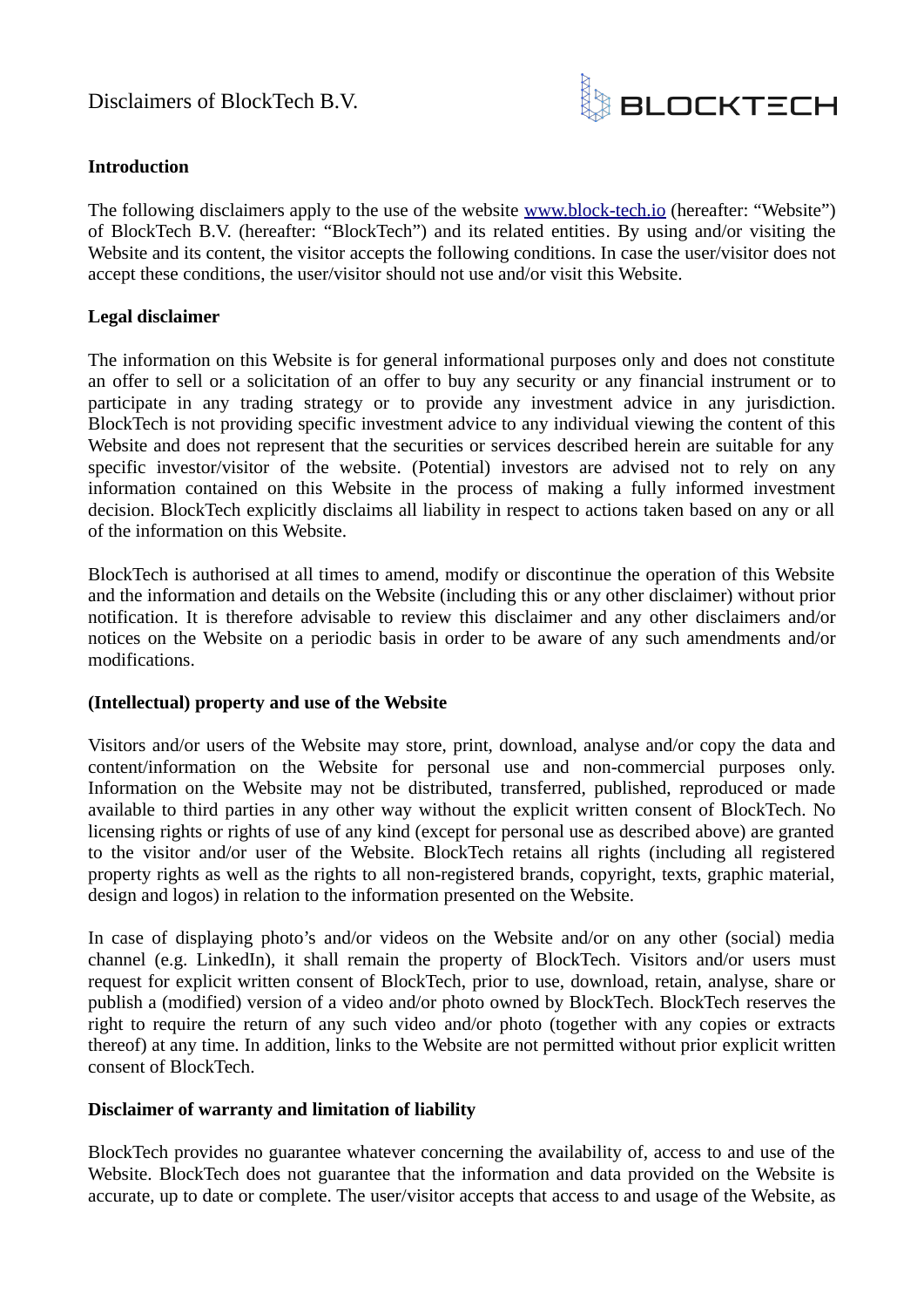# Disclaimers of BlockTech B.V.

**Introduction**

The following disclaimers apply to the use of the website [www.block-tech.io](http://www.block-tech.io) (hereafter: "Website") of BlockTech B.V. (hereafter: "BlockTech") and its related entities. By using and/or visiting the Website and its content, the visitor accepts the following conditions. In case the user/visitor does not accept these conditions, the user/visitor should not use and/or visit this Website.

**Legal disclaimer**

The information on this Website is for general informational purposes only and does not constitute an offer to sell or a solicitation of an offer to buy any security or any financial instrument or to participate in any trading strategy or to provide any investment advice in any jurisdiction. BlockTech is not providing specific investment advice to any individual viewing the content of this Website and does not represent that the securities or services described herein are suitable for any specific investor/visitor of the website. (Potential) investors are advised not to rely on any information contained on this Website in the process of making a fully informed investment decision. BlockTech explicitly disclaims all liability in respect to actions taken based on any or all of the information on this Website.

BlockTech is authorised at all times to amend, modify or discontinue the operation of this Website and the information and details on the Website (including this or any other disclaimer) without prior notification. It is therefore advisable to review this disclaimer and any other disclaimers and/or notices on the Website on a periodic basis in order to be aware of any such amendments and/or modifications.

**(Intellectual) property and use of the Website**

Visitors and/or users of the Website may store, print, download, analyse and/or copy the data and content/information on the Website for personal use and non-commercial purposes only. Information on the Website may not be distributed, transferred, published, reproduced or made available to third parties in any other way without the explicit written consent of BlockTech. No licensing rights or rights of use of any kind (except for personal use as described above) are granted to the visitor and/or user of the Website. BlockTech retains all rights (including all registered property rights as well as the rights to all non-registered brands, copyright, texts, graphic material, design and logos) in relation to the information presented on the Website.

In case of displaying photo's and/or videos on the Website and/or on any other (social) media channel (e.g. LinkedIn), it shall remain the property of BlockTech. Visitors and/or users must request for explicit written consent of BlockTech, prior to use, download, retain, analyse, share or publish a (modified) version of a video and/or photo owned by BlockTech. BlockTech reserves the right to require the return of any such video and/or photo (together with any copies or extracts thereof) at any time. In addition, links to the Website are not permitted without prior explicit written consent of BlockTech.

**Disclaimer of warranty and limitation of liability**

BlockTech provides no guarantee whatever concerning the availability of, access to and use of the Website. BlockTech does not guarantee that the information and data provided on the Website is accurate, up to date or complete. The user/visitor accepts that access to and usage of the Website, as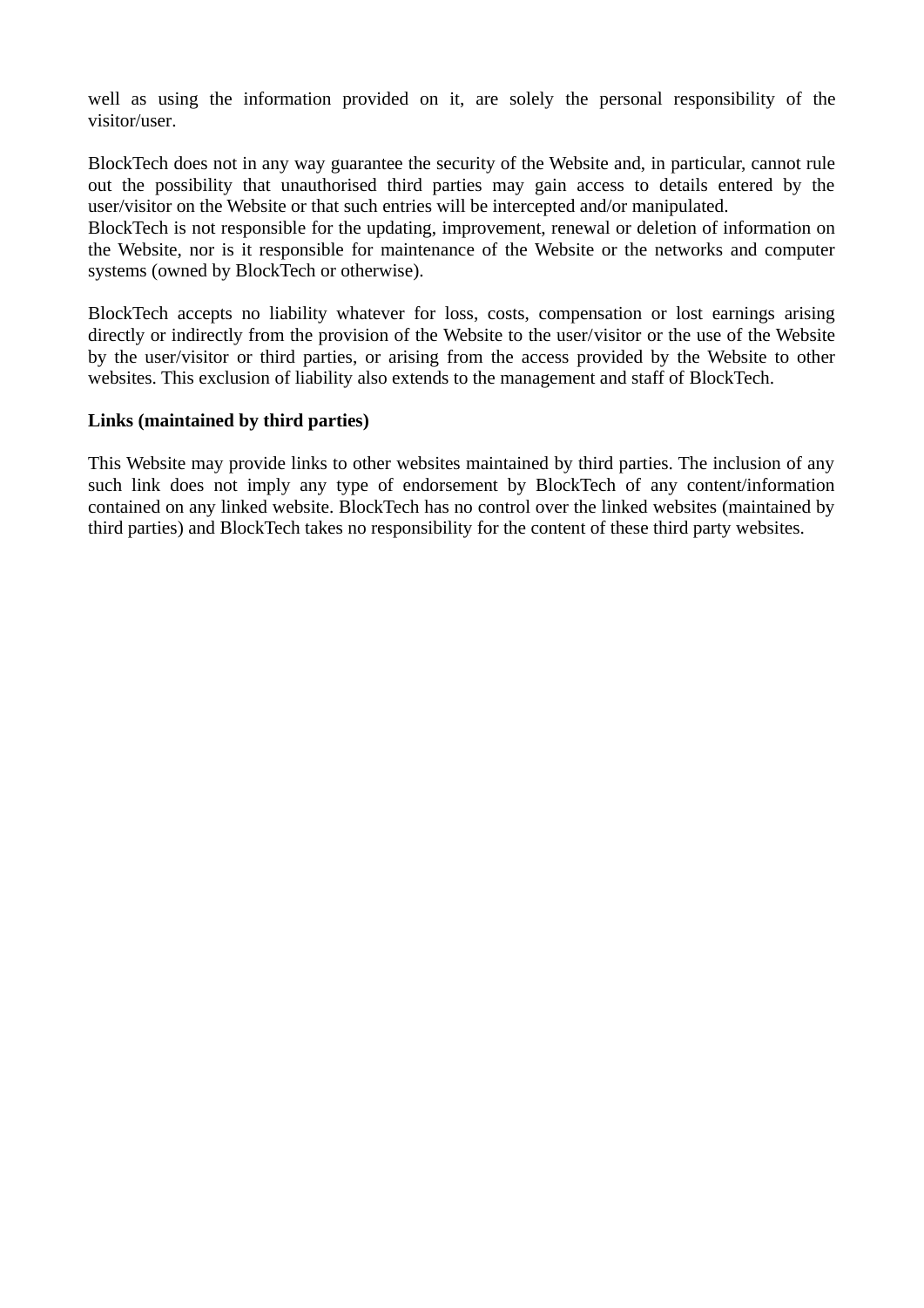well as using the information provided on it, are solely the personal responsibility of the visitor/user.

BlockTech does not in any way guarantee the security of the Website and, in particular, cannot rule out the possibility that unauthorised third parties may gain access to details entered by the user/visitor on the Website or that such entries will be intercepted and/or manipulated.
BlockTech is not responsible for the updating, improvement, renewal or deletion of information on the Website, nor is it responsible for maintenance of the Website or the networks and computer systems (owned by BlockTech or otherwise).

BlockTech accepts no liability whatever for loss, costs, compensation or lost earnings arising directly or indirectly from the provision of the Website to the user/visitor or the use of the Website by the user/visitor or third parties, or arising from the access provided by the Website to other websites. This exclusion of liability also extends to the management and staff of BlockTech.

**Links (maintained by third parties)**

This Website may provide links to other websites maintained by third parties. The inclusion of any such link does not imply any type of endorsement by BlockTech of any content/information contained on any linked website. BlockTech has no control over the linked websites (maintained by third parties) and BlockTech takes no responsibility for the content of these third party websites.